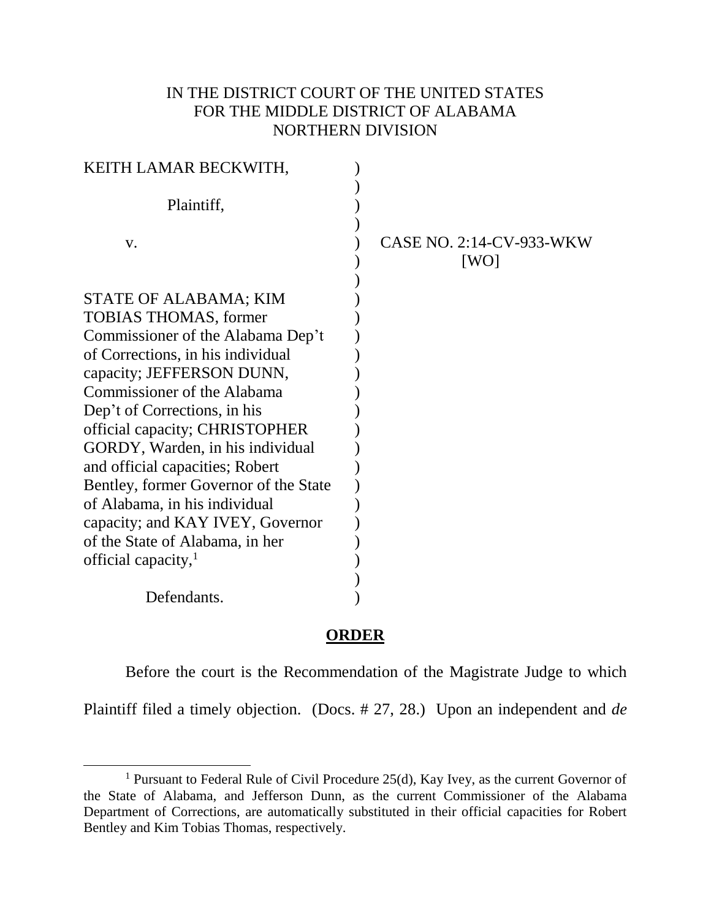IN THE DISTRICT COURT OF THE UNITED STATES
FOR THE MIDDLE DISTRICT OF ALABAMA
NORTHERN DIVISION

KEITH LAMAR BECKWITH,

Plaintiff,

v.

STATE OF ALABAMA; KIM TOBIAS THOMAS, former Commissioner of the Alabama Dep't of Corrections, in his individual capacity; JEFFERSON DUNN, Commissioner of the Alabama Dep't of Corrections, in his official capacity; CHRISTOPHER GORDY, Warden, in his individual and official capacities; Robert Bentley, former Governor of the State of Alabama, in his individual capacity; and KAY IVEY, Governor of the State of Alabama, in her official capacity,[1]

Defendants.

CASE NO. 2:14-CV-933-WKW
[WO]

## ORDER

Before the court is the Recommendation of the Magistrate Judge to which Plaintiff filed a timely objection. (Docs. # 27, 28.) Upon an independent and *de*

---

[1] Pursuant to Federal Rule of Civil Procedure 25(d), Kay Ivey, as the current Governor of the State of Alabama, and Jefferson Dunn, as the current Commissioner of the Alabama Department of Corrections, are automatically substituted in their official capacities for Robert Bentley and Kim Tobias Thomas, respectively.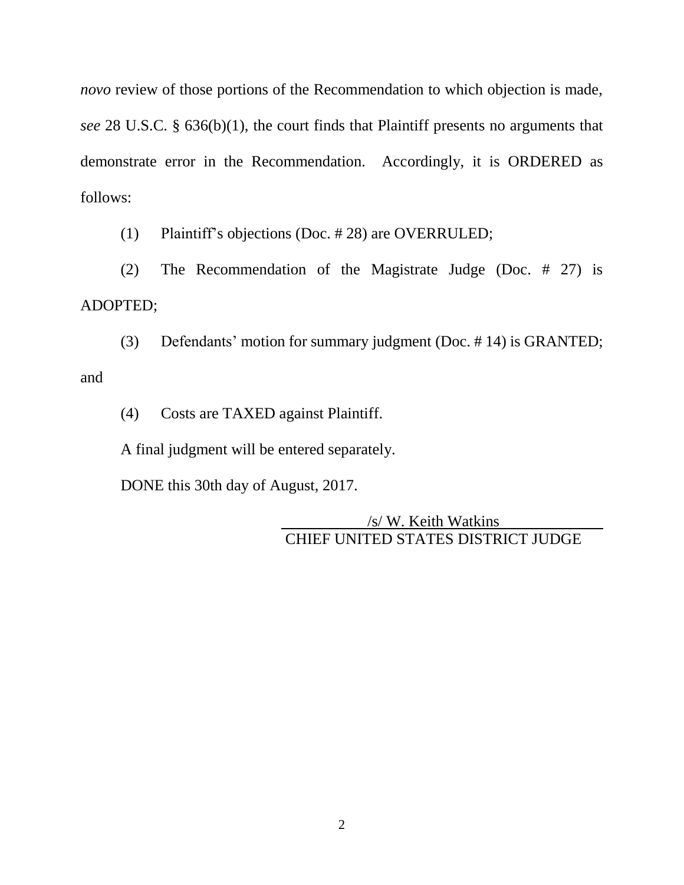*novo* review of those portions of the Recommendation to which objection is made, *see* 28 U.S.C. § 636(b)(1), the court finds that Plaintiff presents no arguments that demonstrate error in the Recommendation. Accordingly, it is ORDERED as follows:

(1) Plaintiff's objections (Doc. # 28) are OVERRULED;

(2) The Recommendation of the Magistrate Judge (Doc. # 27) is ADOPTED;

(3) Defendants' motion for summary judgment (Doc. # 14) is GRANTED; and

(4) Costs are TAXED against Plaintiff.

A final judgment will be entered separately.

DONE this 30th day of August, 2017.

/s/ W. Keith Watkins
CHIEF UNITED STATES DISTRICT JUDGE